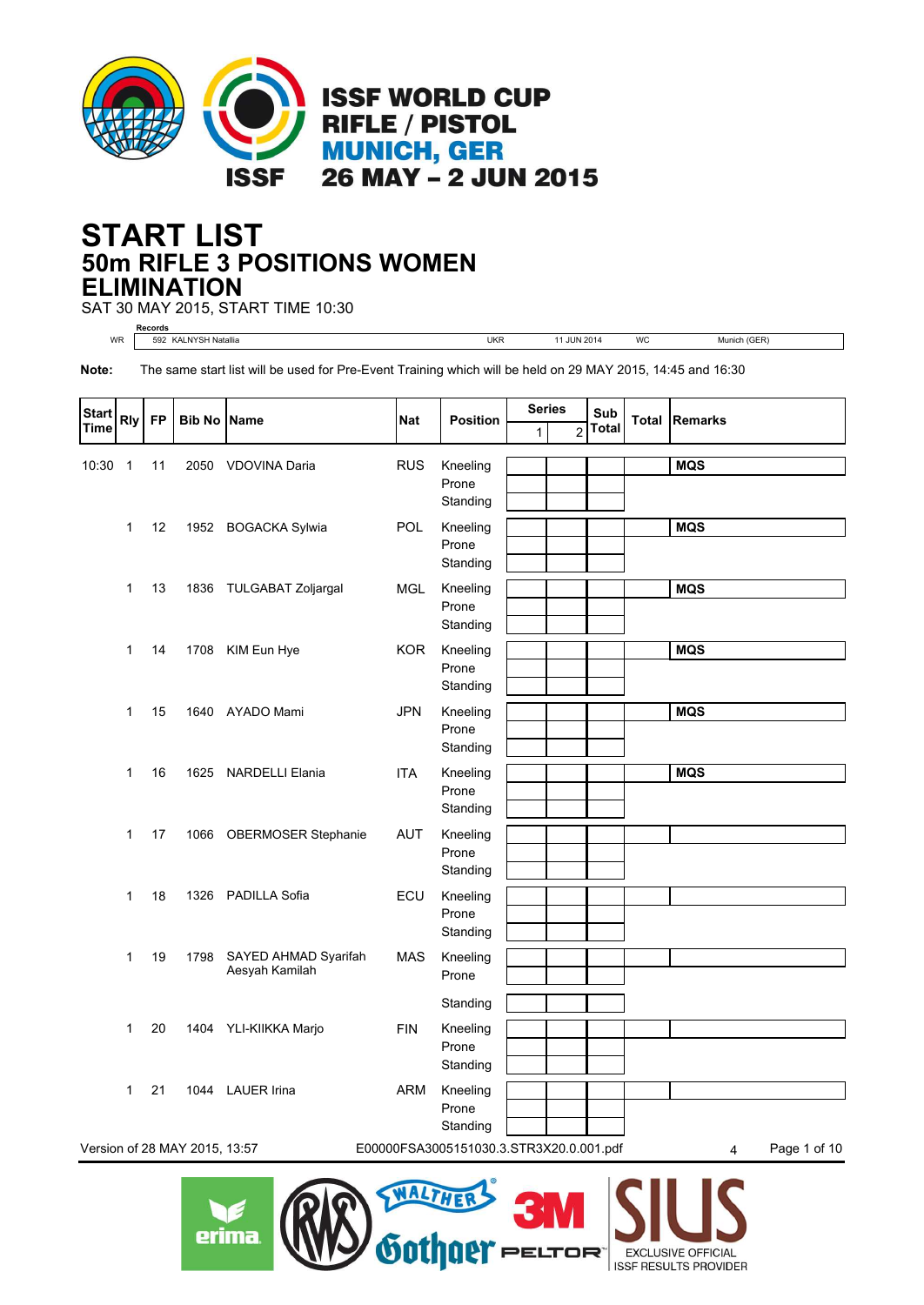# ISSF WORLD CUP RIFLE / PISTOL
## MUNICH, GER
## 26 MAY – 2 JUN 2015

# START LIST
## 50m RIFLE 3 POSITIONS WOMEN
## ELIMINATION

SAT 30 MAY 2015, START TIME 10:30

| Records | | | | | |
|---|---|---|---|---|---|
| WR | 592 KALNYSH Natallia | UKR | 11 JUN 2014 | WC | Munich (GER) |

**Note:** The same start list will be used for Pre-Event Training which will be held on 29 MAY 2015, 14:45 and 16:30

| Start Time | Rly | FP | Bib No | Name | Nat | Position | Series 1 | Series 2 | Sub Total | Total | Remarks |
|---|---|---|---|---|---|---|---|---|---|---|---|
| 10:30 | 1 | 11 | 2050 | VDOVINA Daria | RUS | Kneeling | | | | | MQS |
| | | | | | | Prone | | | | | |
| | | | | | | Standing | | | | | |
| | 1 | 12 | 1952 | BOGACKA Sylwia | POL | Kneeling | | | | | MQS |
| | | | | | | Prone | | | | | |
| | | | | | | Standing | | | | | |
| | 1 | 13 | 1836 | TULGABAT Zoljargal | MGL | Kneeling | | | | | MQS |
| | | | | | | Prone | | | | | |
| | | | | | | Standing | | | | | |
| | 1 | 14 | 1708 | KIM Eun Hye | KOR | Kneeling | | | | | MQS |
| | | | | | | Prone | | | | | |
| | | | | | | Standing | | | | | |
| | 1 | 15 | 1640 | AYADO Mami | JPN | Kneeling | | | | | MQS |
| | | | | | | Prone | | | | | |
| | | | | | | Standing | | | | | |
| | 1 | 16 | 1625 | NARDELLI Elania | ITA | Kneeling | | | | | MQS |
| | | | | | | Prone | | | | | |
| | | | | | | Standing | | | | | |
| | 1 | 17 | 1066 | OBERMOSER Stephanie | AUT | Kneeling | | | | | |
| | | | | | | Prone | | | | | |
| | | | | | | Standing | | | | | |
| | 1 | 18 | 1326 | PADILLA Sofia | ECU | Kneeling | | | | | |
| | | | | | | Prone | | | | | |
| | | | | | | Standing | | | | | |
| | 1 | 19 | 1798 | SAYED AHMAD Syarifah Aesyah Kamilah | MAS | Kneeling | | | | | |
| | | | | | | Prone | | | | | |
| | | | | | | Standing | | | | | |
| | 1 | 20 | 1404 | YLI-KIIKKA Marjo | FIN | Kneeling | | | | | |
| | | | | | | Prone | | | | | |
| | | | | | | Standing | | | | | |
| | 1 | 21 | 1044 | LAUER Irina | ARM | Kneeling | | | | | |
| | | | | | | Prone | | | | | |
| | | | | | | Standing | | | | | |

Version of 28 MAY 2015, 13:57 E00000FSA3005151030.3.STR3X20.0.001.pdf 4

EXCLUSIVE OFFICIAL ISSF RESULTS PROVIDER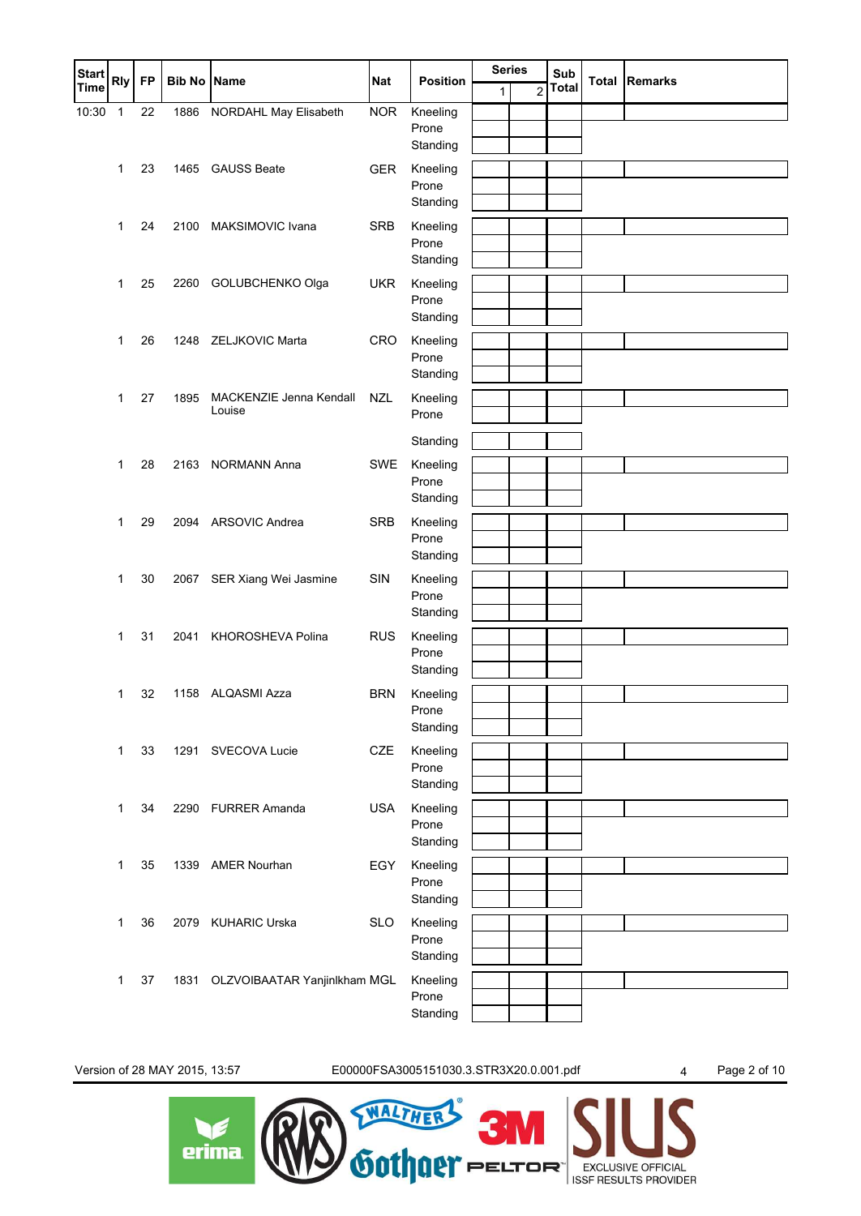| Start Time | Rly | FP | Bib No | Name | Nat | Position | Series 1 | Series 2 | Sub Total | Total | Remarks |
|---|---|---|---|---|---|---|---|---|---|---|---|
| 10:30 | 1 | 22 | 1886 | NORDAHL May Elisabeth | NOR | Kneeling | | | | | |
| | | | | | | Prone | | | | | |
| | | | | | | Standing | | | | | |
| | 1 | 23 | 1465 | GAUSS Beate | GER | Kneeling | | | | | |
| | | | | | | Prone | | | | | |
| | | | | | | Standing | | | | | |
| | 1 | 24 | 2100 | MAKSIMOVIC Ivana | SRB | Kneeling | | | | | |
| | | | | | | Prone | | | | | |
| | | | | | | Standing | | | | | |
| | 1 | 25 | 2260 | GOLUBCHENKO Olga | UKR | Kneeling | | | | | |
| | | | | | | Prone | | | | | |
| | | | | | | Standing | | | | | |
| | 1 | 26 | 1248 | ZELJKOVIC Marta | CRO | Kneeling | | | | | |
| | | | | | | Prone | | | | | |
| | | | | | | Standing | | | | | |
| | 1 | 27 | 1895 | MACKENZIE Jenna Kendall Louise | NZL | Kneeling | | | | | |
| | | | | | | Prone | | | | | |
| | | | | | | Standing | | | | | |
| | 1 | 28 | 2163 | NORMANN Anna | SWE | Kneeling | | | | | |
| | | | | | | Prone | | | | | |
| | | | | | | Standing | | | | | |
| | 1 | 29 | 2094 | ARSOVIC Andrea | SRB | Kneeling | | | | | |
| | | | | | | Prone | | | | | |
| | | | | | | Standing | | | | | |
| | 1 | 30 | 2067 | SER Xiang Wei Jasmine | SIN | Kneeling | | | | | |
| | | | | | | Prone | | | | | |
| | | | | | | Standing | | | | | |
| | 1 | 31 | 2041 | KHOROSHEVA Polina | RUS | Kneeling | | | | | |
| | | | | | | Prone | | | | | |
| | | | | | | Standing | | | | | |
| | 1 | 32 | 1158 | ALQASMI Azza | BRN | Kneeling | | | | | |
| | | | | | | Prone | | | | | |
| | | | | | | Standing | | | | | |
| | 1 | 33 | 1291 | SVECOVA Lucie | CZE | Kneeling | | | | | |
| | | | | | | Prone | | | | | |
| | | | | | | Standing | | | | | |
| | 1 | 34 | 2290 | FURRER Amanda | USA | Kneeling | | | | | |
| | | | | | | Prone | | | | | |
| | | | | | | Standing | | | | | |
| | 1 | 35 | 1339 | AMER Nourhan | EGY | Kneeling | | | | | |
| | | | | | | Prone | | | | | |
| | | | | | | Standing | | | | | |
| | 1 | 36 | 2079 | KUHARIC Urska | SLO | Kneeling | | | | | |
| | | | | | | Prone | | | | | |
| | | | | | | Standing | | | | | |
| | 1 | 37 | 1831 | OLZVOIBAATAR Yanjinlkham | MGL | Kneeling | | | | | |
| | | | | | | Prone | | | | | |
| | | | | | | Standing | | | | | |

Version of 28 MAY 2015, 13:57 E00000FSA3005151030.3.STR3X20.0.001.pdf 4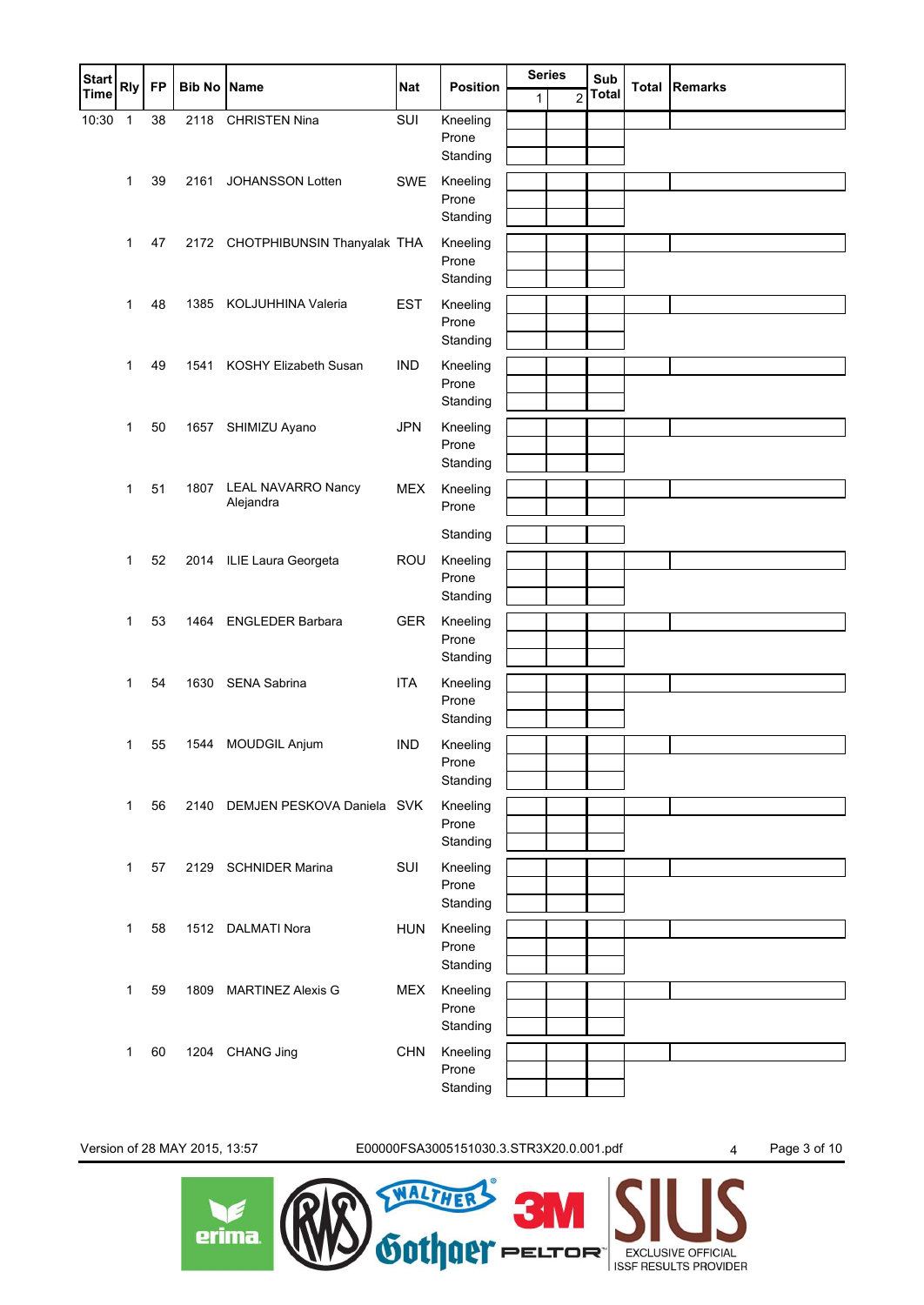| Start Time | Rly | FP | Bib No | Name | Nat | Position | Series 1 | Series 2 | Sub Total | Total | Remarks |
|---|---|---|---|---|---|---|---|---|---|---|---|
| 10:30 | 1 | 38 | 2118 | CHRISTEN Nina | SUI | Kneeling | | | | | |
| | | | | | | Prone | | | | | |
| | | | | | | Standing | | | | | |
| | 1 | 39 | 2161 | JOHANSSON Lotten | SWE | Kneeling | | | | | |
| | | | | | | Prone | | | | | |
| | | | | | | Standing | | | | | |
| | 1 | 47 | 2172 | CHOTPHIBUNSIN Thanyalak | THA | Kneeling | | | | | |
| | | | | | | Prone | | | | | |
| | | | | | | Standing | | | | | |
| | 1 | 48 | 1385 | KOLJUHHINA Valeria | EST | Kneeling | | | | | |
| | | | | | | Prone | | | | | |
| | | | | | | Standing | | | | | |
| | 1 | 49 | 1541 | KOSHY Elizabeth Susan | IND | Kneeling | | | | | |
| | | | | | | Prone | | | | | |
| | | | | | | Standing | | | | | |
| | 1 | 50 | 1657 | SHIMIZU Ayano | JPN | Kneeling | | | | | |
| | | | | | | Prone | | | | | |
| | | | | | | Standing | | | | | |
| | 1 | 51 | 1807 | LEAL NAVARRO Nancy Alejandra | MEX | Kneeling | | | | | |
| | | | | | | Prone | | | | | |
| | | | | | | Standing | | | | | |
| | 1 | 52 | 2014 | ILIE Laura Georgeta | ROU | Kneeling | | | | | |
| | | | | | | Prone | | | | | |
| | | | | | | Standing | | | | | |
| | 1 | 53 | 1464 | ENGLEDER Barbara | GER | Kneeling | | | | | |
| | | | | | | Prone | | | | | |
| | | | | | | Standing | | | | | |
| | 1 | 54 | 1630 | SENA Sabrina | ITA | Kneeling | | | | | |
| | | | | | | Prone | | | | | |
| | | | | | | Standing | | | | | |
| | 1 | 55 | 1544 | MOUDGIL Anjum | IND | Kneeling | | | | | |
| | | | | | | Prone | | | | | |
| | | | | | | Standing | | | | | |
| | 1 | 56 | 2140 | DEMJEN PESKOVA Daniela | SVK | Kneeling | | | | | |
| | | | | | | Prone | | | | | |
| | | | | | | Standing | | | | | |
| | 1 | 57 | 2129 | SCHNIDER Marina | SUI | Kneeling | | | | | |
| | | | | | | Prone | | | | | |
| | | | | | | Standing | | | | | |
| | 1 | 58 | 1512 | DALMATI Nora | HUN | Kneeling | | | | | |
| | | | | | | Prone | | | | | |
| | | | | | | Standing | | | | | |
| | 1 | 59 | 1809 | MARTINEZ Alexis G | MEX | Kneeling | | | | | |
| | | | | | | Prone | | | | | |
| | | | | | | Standing | | | | | |
| | 1 | 60 | 1204 | CHANG Jing | CHN | Kneeling | | | | | |
| | | | | | | Prone | | | | | |
| | | | | | | Standing | | | | | |

Version of 28 MAY 2015, 13:57 E00000FSA3005151030.3.STR3X20.0.001.pdf 4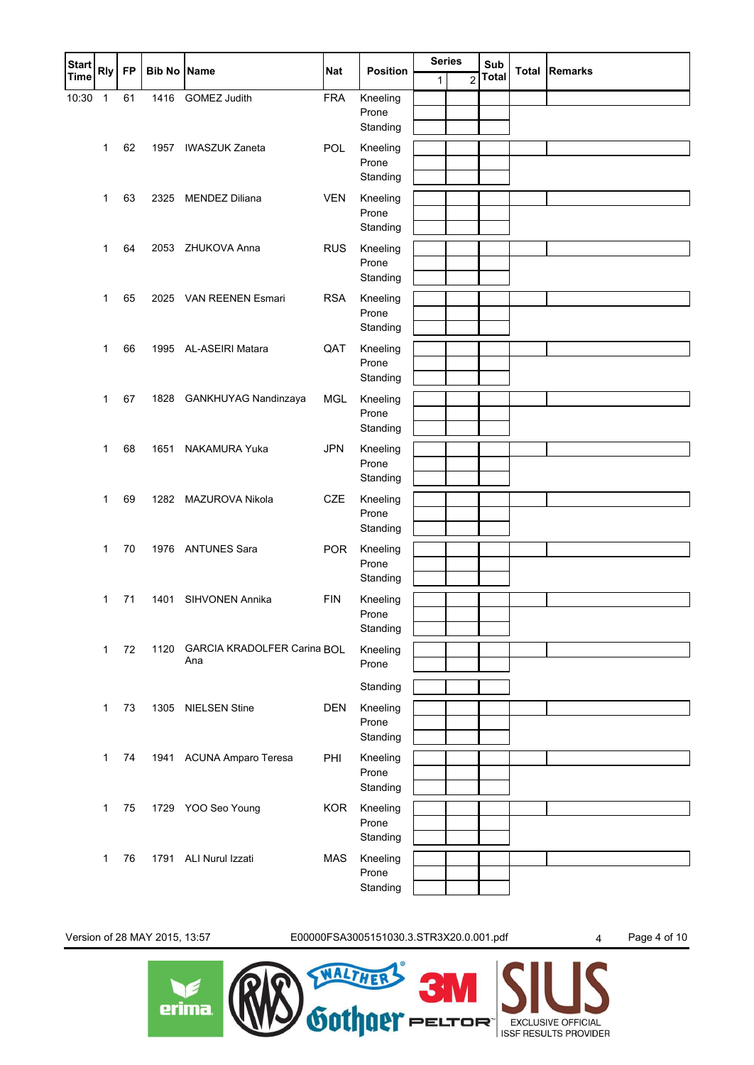| Start Time | Rly | FP | Bib No | Name | Nat | Position | Series 1 | Series 2 | Sub Total | Total | Remarks |
|---|---|---|---|---|---|---|---|---|---|---|---|
| 10:30 | 1 | 61 | 1416 | GOMEZ Judith | FRA | Kneeling | | | | | |
| | | | | | | Prone | | | | | |
| | | | | | | Standing | | | | | |
| | 1 | 62 | 1957 | IWASZUK Zaneta | POL | Kneeling | | | | | |
| | | | | | | Prone | | | | | |
| | | | | | | Standing | | | | | |
| | 1 | 63 | 2325 | MENDEZ Diliana | VEN | Kneeling | | | | | |
| | | | | | | Prone | | | | | |
| | | | | | | Standing | | | | | |
| | 1 | 64 | 2053 | ZHUKOVA Anna | RUS | Kneeling | | | | | |
| | | | | | | Prone | | | | | |
| | | | | | | Standing | | | | | |
| | 1 | 65 | 2025 | VAN REENEN Esmari | RSA | Kneeling | | | | | |
| | | | | | | Prone | | | | | |
| | | | | | | Standing | | | | | |
| | 1 | 66 | 1995 | AL-ASEIRI Matara | QAT | Kneeling | | | | | |
| | | | | | | Prone | | | | | |
| | | | | | | Standing | | | | | |
| | 1 | 67 | 1828 | GANKHUYAG Nandinzaya | MGL | Kneeling | | | | | |
| | | | | | | Prone | | | | | |
| | | | | | | Standing | | | | | |
| | 1 | 68 | 1651 | NAKAMURA Yuka | JPN | Kneeling | | | | | |
| | | | | | | Prone | | | | | |
| | | | | | | Standing | | | | | |
| | 1 | 69 | 1282 | MAZUROVA Nikola | CZE | Kneeling | | | | | |
| | | | | | | Prone | | | | | |
| | | | | | | Standing | | | | | |
| | 1 | 70 | 1976 | ANTUNES Sara | POR | Kneeling | | | | | |
| | | | | | | Prone | | | | | |
| | | | | | | Standing | | | | | |
| | 1 | 71 | 1401 | SIHVONEN Annika | FIN | Kneeling | | | | | |
| | | | | | | Prone | | | | | |
| | | | | | | Standing | | | | | |
| | 1 | 72 | 1120 | GARCIA KRADOLFER Carina Ana | BOL | Kneeling | | | | | |
| | | | | | | Prone | | | | | |
| | | | | | | Standing | | | | | |
| | 1 | 73 | 1305 | NIELSEN Stine | DEN | Kneeling | | | | | |
| | | | | | | Prone | | | | | |
| | | | | | | Standing | | | | | |
| | 1 | 74 | 1941 | ACUNA Amparo Teresa | PHI | Kneeling | | | | | |
| | | | | | | Prone | | | | | |
| | | | | | | Standing | | | | | |
| | 1 | 75 | 1729 | YOO Seo Young | KOR | Kneeling | | | | | |
| | | | | | | Prone | | | | | |
| | | | | | | Standing | | | | | |
| | 1 | 76 | 1791 | ALI Nurul Izzati | MAS | Kneeling | | | | | |
| | | | | | | Prone | | | | | |
| | | | | | | Standing | | | | | |

Version of 28 MAY 2015, 13:57 E00000FSA3005151030.3.STR3X20.0.001.pdf 4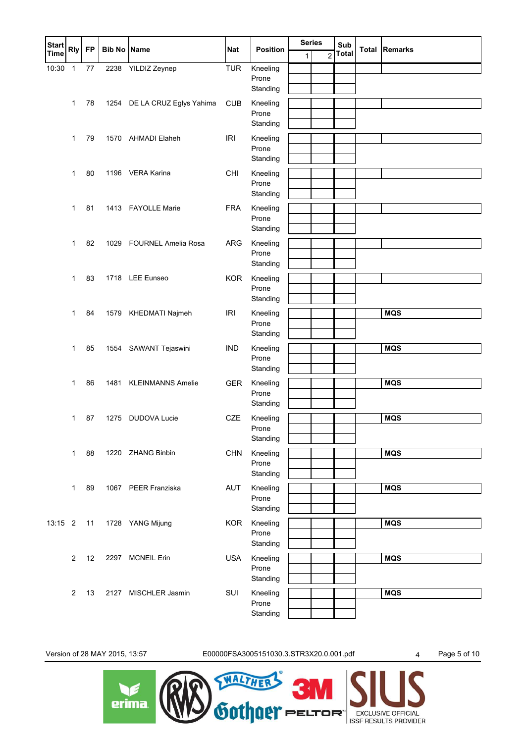| Start Time | Rly | FP | Bib No | Name | Nat | Position | Series 1 | Series 2 | Sub Total | Total | Remarks |
|---|---|---|---|---|---|---|---|---|---|---|---|
| 10:30 | 1 | 77 | 2238 | YILDIZ Zeynep | TUR | Kneeling<br>Prone<br>Standing | | | | | |
| | 1 | 78 | 1254 | DE LA CRUZ Eglys Yahima | CUB | Kneeling<br>Prone<br>Standing | | | | | |
| | 1 | 79 | 1570 | AHMADI Elaheh | IRI | Kneeling<br>Prone<br>Standing | | | | | |
| | 1 | 80 | 1196 | VERA Karina | CHI | Kneeling<br>Prone<br>Standing | | | | | |
| | 1 | 81 | 1413 | FAYOLLE Marie | FRA | Kneeling<br>Prone<br>Standing | | | | | |
| | 1 | 82 | 1029 | FOURNEL Amelia Rosa | ARG | Kneeling<br>Prone<br>Standing | | | | | |
| | 1 | 83 | 1718 | LEE Eunseo | KOR | Kneeling<br>Prone<br>Standing | | | | | |
| | 1 | 84 | 1579 | KHEDMATI Najmeh | IRI | Kneeling<br>Prone<br>Standing | | | | | **MQS** |
| | 1 | 85 | 1554 | SAWANT Tejaswini | IND | Kneeling<br>Prone<br>Standing | | | | | **MQS** |
| | 1 | 86 | 1481 | KLEINMANNS Amelie | GER | Kneeling<br>Prone<br>Standing | | | | | **MQS** |
| | 1 | 87 | 1275 | DUDOVA Lucie | CZE | Kneeling<br>Prone<br>Standing | | | | | **MQS** |
| | 1 | 88 | 1220 | ZHANG Binbin | CHN | Kneeling<br>Prone<br>Standing | | | | | **MQS** |
| | 1 | 89 | 1067 | PEER Franziska | AUT | Kneeling<br>Prone<br>Standing | | | | | **MQS** |
| 13:15 | 2 | 11 | 1728 | YANG Mijung | KOR | Kneeling<br>Prone<br>Standing | | | | | **MQS** |
| | 2 | 12 | 2297 | MCNEIL Erin | USA | Kneeling<br>Prone<br>Standing | | | | | **MQS** |
| | 2 | 13 | 2127 | MISCHLER Jasmin | SUI | Kneeling<br>Prone<br>Standing | | | | | **MQS** |

Version of 28 MAY 2015, 13:57 E00000FSA3005151030.3.STR3X20.0.001.pdf 4

erima · RWS · WALTHER · Gothaer · 3M PELTOR · SIUS EXCLUSIVE OFFICIAL ISSF RESULTS PROVIDER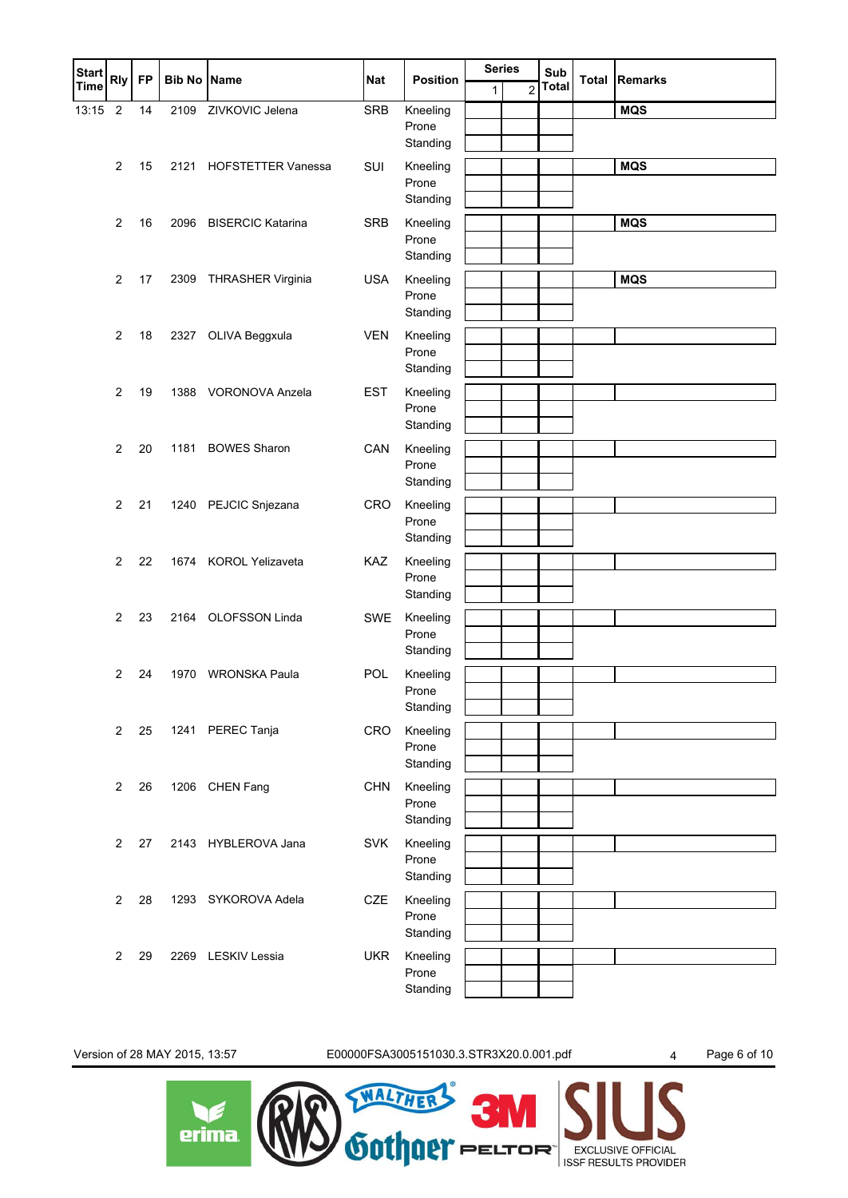| Start Time | Rly | FP | Bib No | Name | Nat | Position | Series 1 | Series 2 | Sub Total | Total | Remarks |
|---|---|---|---|---|---|---|---|---|---|---|---|
| 13:15 | 2 | 14 | 2109 | ZIVKOVIC Jelena | SRB | Kneeling<br>Prone<br>Standing | | | | | MQS |
| | 2 | 15 | 2121 | HOFSTETTER Vanessa | SUI | Kneeling<br>Prone<br>Standing | | | | | MQS |
| | 2 | 16 | 2096 | BISERCIC Katarina | SRB | Kneeling<br>Prone<br>Standing | | | | | MQS |
| | 2 | 17 | 2309 | THRASHER Virginia | USA | Kneeling<br>Prone<br>Standing | | | | | MQS |
| | 2 | 18 | 2327 | OLIVA Beggxula | VEN | Kneeling<br>Prone<br>Standing | | | | | |
| | 2 | 19 | 1388 | VORONOVA Anzela | EST | Kneeling<br>Prone<br>Standing | | | | | |
| | 2 | 20 | 1181 | BOWES Sharon | CAN | Kneeling<br>Prone<br>Standing | | | | | |
| | 2 | 21 | 1240 | PEJCIC Snjezana | CRO | Kneeling<br>Prone<br>Standing | | | | | |
| | 2 | 22 | 1674 | KOROL Yelizaveta | KAZ | Kneeling<br>Prone<br>Standing | | | | | |
| | 2 | 23 | 2164 | OLOFSSON Linda | SWE | Kneeling<br>Prone<br>Standing | | | | | |
| | 2 | 24 | 1970 | WRONSKA Paula | POL | Kneeling<br>Prone<br>Standing | | | | | |
| | 2 | 25 | 1241 | PEREC Tanja | CRO | Kneeling<br>Prone<br>Standing | | | | | |
| | 2 | 26 | 1206 | CHEN Fang | CHN | Kneeling<br>Prone<br>Standing | | | | | |
| | 2 | 27 | 2143 | HYBLEROVA Jana | SVK | Kneeling<br>Prone<br>Standing | | | | | |
| | 2 | 28 | 1293 | SYKOROVA Adela | CZE | Kneeling<br>Prone<br>Standing | | | | | |
| | 2 | 29 | 2269 | LESKIV Lessia | UKR | Kneeling<br>Prone<br>Standing | | | | | |

Version of 28 MAY 2015, 13:57 E00000FSA3005151030.3.STR3X20.0.001.pdf 4

erima RWS WALTHER Gothaer 3M PELTOR SIUS EXCLUSIVE OFFICIAL ISSF RESULTS PROVIDER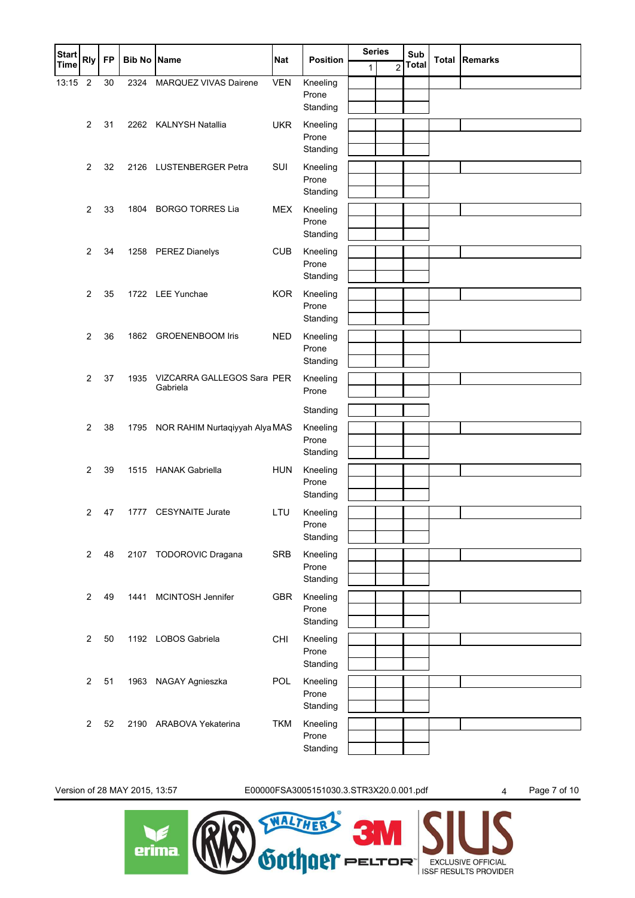| Start Time | Rly | FP | Bib No | Name | Nat | Position | Series 1 | Series 2 | Sub Total | Total | Remarks |
|---|---|---|---|---|---|---|---|---|---|---|---|
| 13:15 | 2 | 30 | 2324 | MARQUEZ VIVAS Dairene | VEN | Kneeling | | | | | |
| | | | | | | Prone | | | | | |
| | | | | | | Standing | | | | | |
| | 2 | 31 | 2262 | KALNYSH Natallia | UKR | Kneeling | | | | | |
| | | | | | | Prone | | | | | |
| | | | | | | Standing | | | | | |
| | 2 | 32 | 2126 | LUSTENBERGER Petra | SUI | Kneeling | | | | | |
| | | | | | | Prone | | | | | |
| | | | | | | Standing | | | | | |
| | 2 | 33 | 1804 | BORGO TORRES Lia | MEX | Kneeling | | | | | |
| | | | | | | Prone | | | | | |
| | | | | | | Standing | | | | | |
| | 2 | 34 | 1258 | PEREZ Dianelys | CUB | Kneeling | | | | | |
| | | | | | | Prone | | | | | |
| | | | | | | Standing | | | | | |
| | 2 | 35 | 1722 | LEE Yunchae | KOR | Kneeling | | | | | |
| | | | | | | Prone | | | | | |
| | | | | | | Standing | | | | | |
| | 2 | 36 | 1862 | GROENENBOOM Iris | NED | Kneeling | | | | | |
| | | | | | | Prone | | | | | |
| | | | | | | Standing | | | | | |
| | 2 | 37 | 1935 | VIZCARRA GALLEGOS Sara Gabriela | PER | Kneeling | | | | | |
| | | | | | | Prone | | | | | |
| | | | | | | Standing | | | | | |
| | 2 | 38 | 1795 | NOR RAHIM Nurtaqiyyah Alya | MAS | Kneeling | | | | | |
| | | | | | | Prone | | | | | |
| | | | | | | Standing | | | | | |
| | 2 | 39 | 1515 | HANAK Gabriella | HUN | Kneeling | | | | | |
| | | | | | | Prone | | | | | |
| | | | | | | Standing | | | | | |
| | 2 | 47 | 1777 | CESYNAITE Jurate | LTU | Kneeling | | | | | |
| | | | | | | Prone | | | | | |
| | | | | | | Standing | | | | | |
| | 2 | 48 | 2107 | TODOROVIC Dragana | SRB | Kneeling | | | | | |
| | | | | | | Prone | | | | | |
| | | | | | | Standing | | | | | |
| | 2 | 49 | 1441 | MCINTOSH Jennifer | GBR | Kneeling | | | | | |
| | | | | | | Prone | | | | | |
| | | | | | | Standing | | | | | |
| | 2 | 50 | 1192 | LOBOS Gabriela | CHI | Kneeling | | | | | |
| | | | | | | Prone | | | | | |
| | | | | | | Standing | | | | | |
| | 2 | 51 | 1963 | NAGAY Agnieszka | POL | Kneeling | | | | | |
| | | | | | | Prone | | | | | |
| | | | | | | Standing | | | | | |
| | 2 | 52 | 2190 | ARABOVA Yekaterina | TKM | Kneeling | | | | | |
| | | | | | | Prone | | | | | |
| | | | | | | Standing | | | | | |

Version of 28 MAY 2015, 13:57 E00000FSA3005151030.3.STR3X20.0.001.pdf 4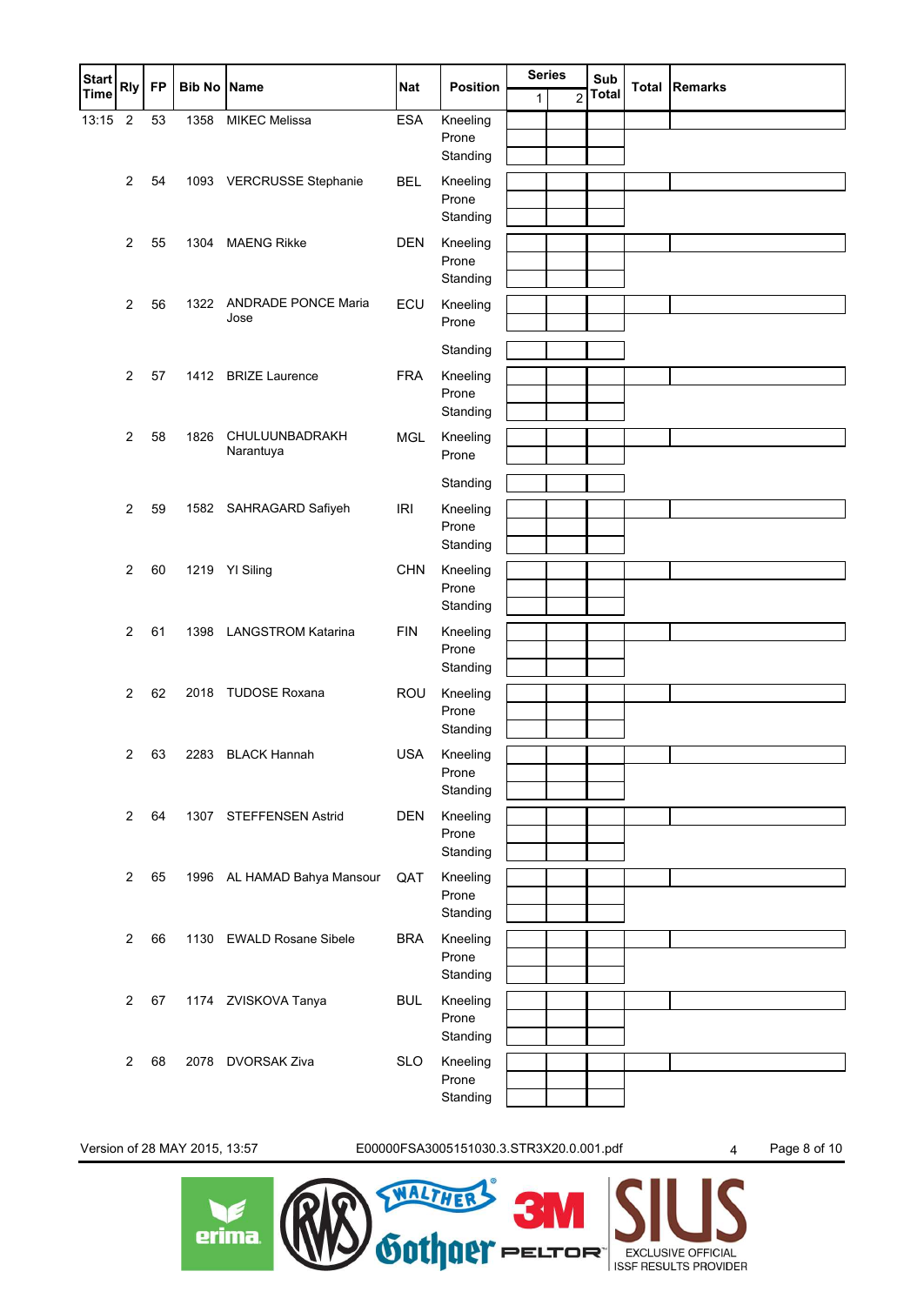| Start Time | Rly | FP | Bib No | Name | Nat | Position | Series 1 | Series 2 | Sub Total | Total | Remarks |
|---|---|---|---|---|---|---|---|---|---|---|---|
| 13:15 | 2 | 53 | 1358 | MIKEC Melissa | ESA | Kneeling | | | | | |
| | | | | | | Prone | | | | | |
| | | | | | | Standing | | | | | |
| | 2 | 54 | 1093 | VERCRUSSE Stephanie | BEL | Kneeling | | | | | |
| | | | | | | Prone | | | | | |
| | | | | | | Standing | | | | | |
| | 2 | 55 | 1304 | MAENG Rikke | DEN | Kneeling | | | | | |
| | | | | | | Prone | | | | | |
| | | | | | | Standing | | | | | |
| | 2 | 56 | 1322 | ANDRADE PONCE Maria Jose | ECU | Kneeling | | | | | |
| | | | | | | Prone | | | | | |
| | | | | | | Standing | | | | | |
| | 2 | 57 | 1412 | BRIZE Laurence | FRA | Kneeling | | | | | |
| | | | | | | Prone | | | | | |
| | | | | | | Standing | | | | | |
| | 2 | 58 | 1826 | CHULUUNBADRAKH Narantuya | MGL | Kneeling | | | | | |
| | | | | | | Prone | | | | | |
| | | | | | | Standing | | | | | |
| | 2 | 59 | 1582 | SAHRAGARD Safiyeh | IRI | Kneeling | | | | | |
| | | | | | | Prone | | | | | |
| | | | | | | Standing | | | | | |
| | 2 | 60 | 1219 | YI Siling | CHN | Kneeling | | | | | |
| | | | | | | Prone | | | | | |
| | | | | | | Standing | | | | | |
| | 2 | 61 | 1398 | LANGSTROM Katarina | FIN | Kneeling | | | | | |
| | | | | | | Prone | | | | | |
| | | | | | | Standing | | | | | |
| | 2 | 62 | 2018 | TUDOSE Roxana | ROU | Kneeling | | | | | |
| | | | | | | Prone | | | | | |
| | | | | | | Standing | | | | | |
| | 2 | 63 | 2283 | BLACK Hannah | USA | Kneeling | | | | | |
| | | | | | | Prone | | | | | |
| | | | | | | Standing | | | | | |
| | 2 | 64 | 1307 | STEFFENSEN Astrid | DEN | Kneeling | | | | | |
| | | | | | | Prone | | | | | |
| | | | | | | Standing | | | | | |
| | 2 | 65 | 1996 | AL HAMAD Bahya Mansour | QAT | Kneeling | | | | | |
| | | | | | | Prone | | | | | |
| | | | | | | Standing | | | | | |
| | 2 | 66 | 1130 | EWALD Rosane Sibele | BRA | Kneeling | | | | | |
| | | | | | | Prone | | | | | |
| | | | | | | Standing | | | | | |
| | 2 | 67 | 1174 | ZVISKOVA Tanya | BUL | Kneeling | | | | | |
| | | | | | | Prone | | | | | |
| | | | | | | Standing | | | | | |
| | 2 | 68 | 2078 | DVORSAK Ziva | SLO | Kneeling | | | | | |
| | | | | | | Prone | | | | | |
| | | | | | | Standing | | | | | |

Version of 28 MAY 2015, 13:57 E00000FSA3005151030.3.STR3X20.0.001.pdf 4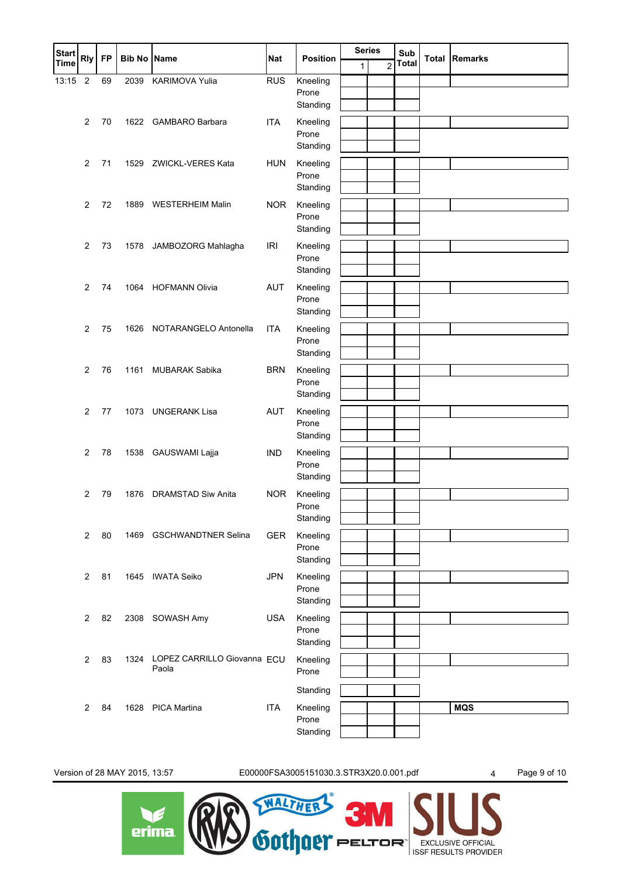| Start Time | Rly | FP | Bib No | Name | Nat | Position | Series 1 | Series 2 | Sub Total | Total | Remarks |
|---|---|---|---|---|---|---|---|---|---|---|---|
| 13:15 | 2 | 69 | 2039 | KARIMOVA Yulia | RUS | Kneeling<br>Prone<br>Standing | | | | | |
| | 2 | 70 | 1622 | GAMBARO Barbara | ITA | Kneeling<br>Prone<br>Standing | | | | | |
| | 2 | 71 | 1529 | ZWICKL-VERES Kata | HUN | Kneeling<br>Prone<br>Standing | | | | | |
| | 2 | 72 | 1889 | WESTERHEIM Malin | NOR | Kneeling<br>Prone<br>Standing | | | | | |
| | 2 | 73 | 1578 | JAMBOZORG Mahlagha | IRI | Kneeling<br>Prone<br>Standing | | | | | |
| | 2 | 74 | 1064 | HOFMANN Olivia | AUT | Kneeling<br>Prone<br>Standing | | | | | |
| | 2 | 75 | 1626 | NOTARANGELO Antonella | ITA | Kneeling<br>Prone<br>Standing | | | | | |
| | 2 | 76 | 1161 | MUBARAK Sabika | BRN | Kneeling<br>Prone<br>Standing | | | | | |
| | 2 | 77 | 1073 | UNGERANK Lisa | AUT | Kneeling<br>Prone<br>Standing | | | | | |
| | 2 | 78 | 1538 | GAUSWAMI Lajja | IND | Kneeling<br>Prone<br>Standing | | | | | |
| | 2 | 79 | 1876 | DRAMSTAD Siw Anita | NOR | Kneeling<br>Prone<br>Standing | | | | | |
| | 2 | 80 | 1469 | GSCHWANDTNER Selina | GER | Kneeling<br>Prone<br>Standing | | | | | |
| | 2 | 81 | 1645 | IWATA Seiko | JPN | Kneeling<br>Prone<br>Standing | | | | | |
| | 2 | 82 | 2308 | SOWASH Amy | USA | Kneeling<br>Prone<br>Standing | | | | | |
| | 2 | 83 | 1324 | LOPEZ CARRILLO Giovanna Paola | ECU | Kneeling<br>Prone<br>Standing | | | | | |
| | 2 | 84 | 1628 | PICA Martina | ITA | Kneeling<br>Prone<br>Standing | | | | | **MQS** |

Version of 28 MAY 2015, 13:57    E00000FSA3005151030.3.STR3X20.0.001.pdf    4

EXCLUSIVE OFFICIAL ISSF RESULTS PROVIDER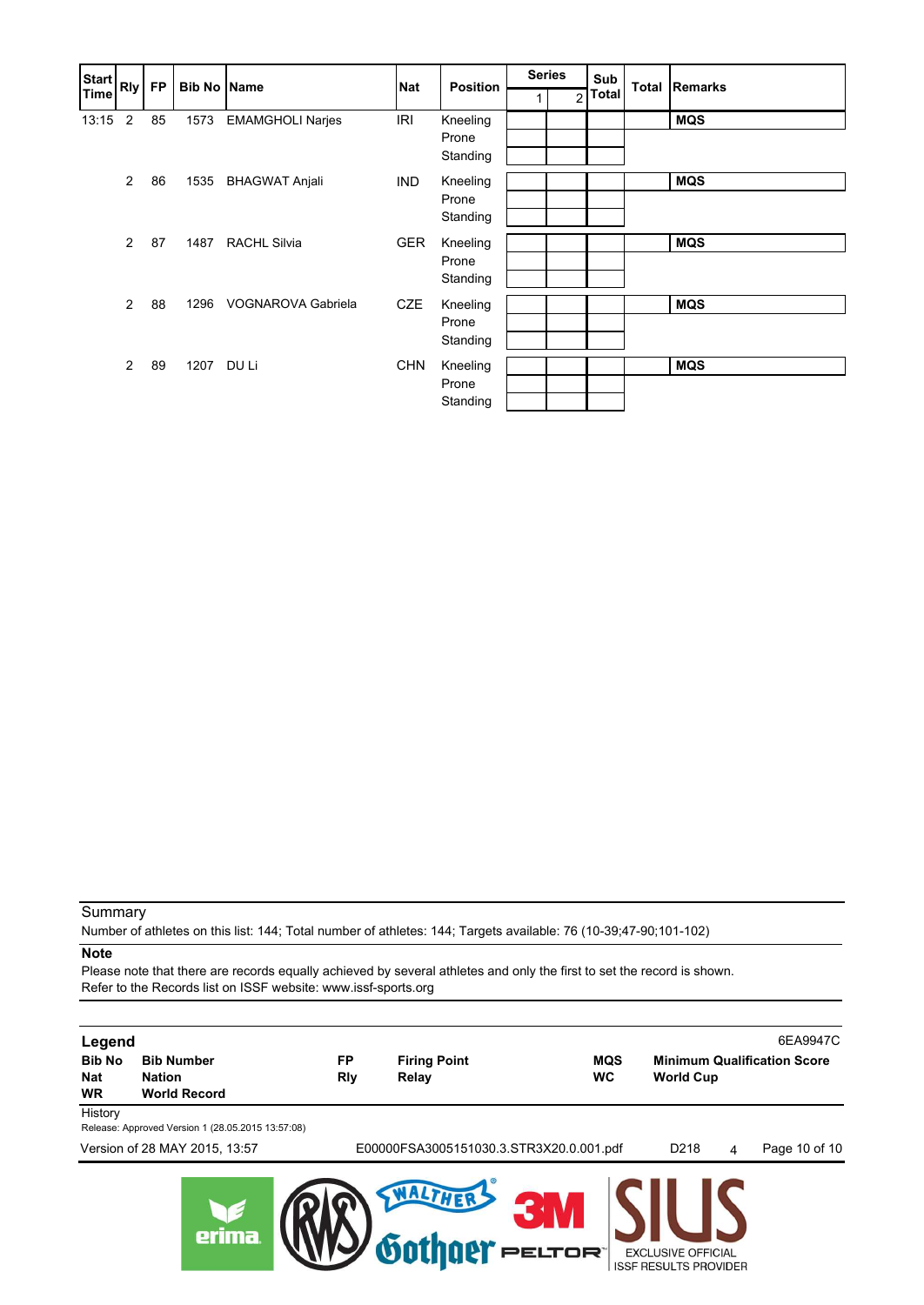| Start Time | Rly | FP | Bib No | Name | Nat | Position | Series 1 | Series 2 | Sub Total | Total | Remarks |
|---|---|---|---|---|---|---|---|---|---|---|---|
| 13:15 | 2 | 85 | 1573 | EMAMGHOLI Narjes | IRI | Kneeling | | | | | MQS |
| | | | | | | Prone | | | | | |
| | | | | | | Standing | | | | | |
| | 2 | 86 | 1535 | BHAGWAT Anjali | IND | Kneeling | | | | | MQS |
| | | | | | | Prone | | | | | |
| | | | | | | Standing | | | | | |
| | 2 | 87 | 1487 | RACHL Silvia | GER | Kneeling | | | | | MQS |
| | | | | | | Prone | | | | | |
| | | | | | | Standing | | | | | |
| | 2 | 88 | 1296 | VOGNAROVA Gabriela | CZE | Kneeling | | | | | MQS |
| | | | | | | Prone | | | | | |
| | | | | | | Standing | | | | | |
| | 2 | 89 | 1207 | DU Li | CHN | Kneeling | | | | | MQS |
| | | | | | | Prone | | | | | |
| | | | | | | Standing | | | | | |

Summary

Number of athletes on this list: 144; Total number of athletes: 144; Targets available: 76 (10-39;47-90;101-102)

**Note**

Please note that there are records equally achieved by several athletes and only the first to set the record is shown.
Refer to the Records list on ISSF website: www.issf-sports.org

**Legend** 6EA9947C

| | | | | | |
|---|---|---|---|---|---|
| **Bib No** | **Bib Number** | **FP** | **Firing Point** | **MQS** | **Minimum Qualification Score** |
| **Nat** | **Nation** | **Rly** | **Relay** | **WC** | **World Cup** |
| **WR** | **World Record** | | | | |

History

Release: Approved Version 1 (28.05.2015 13:57:08)

Version of 28 MAY 2015, 13:57 E00000FSA3005151030.3.STR3X20.0.001.pdf D218 4

erima RWS WALTHER Gothaer 3M PELTOR SIUS EXCLUSIVE OFFICIAL ISSF RESULTS PROVIDER